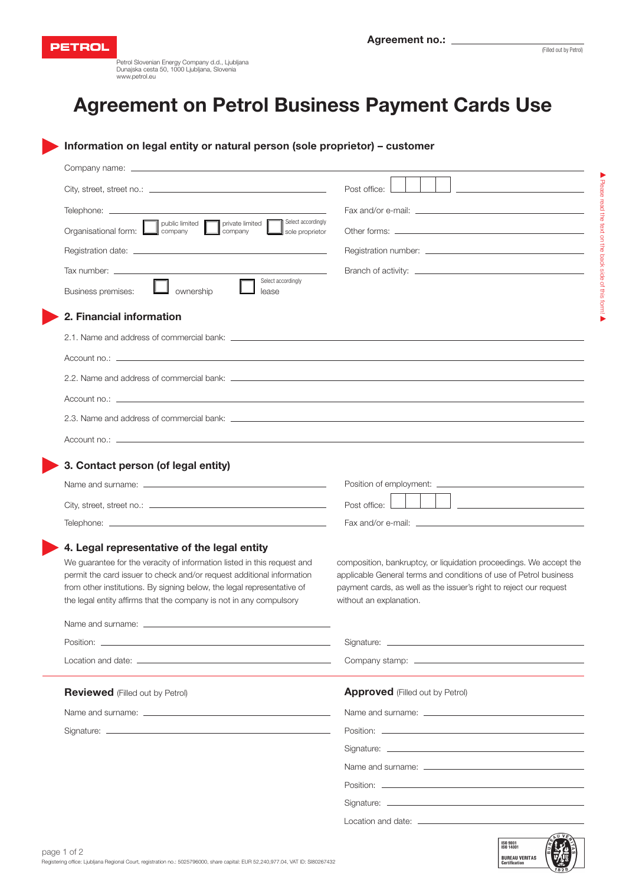PETROL

Petrol Slovenian Energy Company d.d., Ljubljana
Dunajska cesta 50, 1000 Ljubljana, Slovenia
www.petrol.eu

**Agreement no.:** \_\_\_\_\_\_\_\_\_\_\_\_\_\_\_\_
(Filled out by Petrol)

# Agreement on Petrol Business Payment Cards Use

▶ Please read the text on the back side of this form! ▶

## Information on legal entity or natural person (sole proprietor) – customer

Company name: \_\_\_\_\_\_\_\_\_\_\_\_\_\_\_\_

City, street, street no.: \_\_\_\_\_\_\_\_\_\_\_\_\_\_\_\_

Post office: ☐☐☐☐ \_\_\_\_\_\_\_\_\_\_\_\_\_\_\_\_

Telephone: \_\_\_\_\_\_\_\_\_\_\_\_\_\_\_\_

Fax and/or e-mail: \_\_\_\_\_\_\_\_\_\_\_\_\_\_\_\_

Organisational form: ☐ public limited company ☐ private limited company ☐ sole proprietor (Select accordingly)

Other forms: \_\_\_\_\_\_\_\_\_\_\_\_\_\_\_\_

Registration date: \_\_\_\_\_\_\_\_\_\_\_\_\_\_\_\_

Registration number: \_\_\_\_\_\_\_\_\_\_\_\_\_\_\_\_

Tax number: \_\_\_\_\_\_\_\_\_\_\_\_\_\_\_\_

Branch of activity: \_\_\_\_\_\_\_\_\_\_\_\_\_\_\_\_

Business premises: ☐ ownership ☐ lease (Select accordingly)

## 2. Financial information

2.1. Name and address of commercial bank: \_\_\_\_\_\_\_\_\_\_\_\_\_\_\_\_

Account no.: \_\_\_\_\_\_\_\_\_\_\_\_\_\_\_\_

2.2. Name and address of commercial bank: \_\_\_\_\_\_\_\_\_\_\_\_\_\_\_\_

Account no.: \_\_\_\_\_\_\_\_\_\_\_\_\_\_\_\_

2.3. Name and address of commercial bank: \_\_\_\_\_\_\_\_\_\_\_\_\_\_\_\_

Account no.: \_\_\_\_\_\_\_\_\_\_\_\_\_\_\_\_

## 3. Contact person (of legal entity)

Name and surname: \_\_\_\_\_\_\_\_\_\_\_\_\_\_\_\_

Position of employment: \_\_\_\_\_\_\_\_\_\_\_\_\_\_\_\_

City, street, street no.: \_\_\_\_\_\_\_\_\_\_\_\_\_\_\_\_

Post office: ☐☐☐☐ \_\_\_\_\_\_\_\_\_\_\_\_\_\_\_\_

Telephone: \_\_\_\_\_\_\_\_\_\_\_\_\_\_\_\_

Fax and/or e-mail: \_\_\_\_\_\_\_\_\_\_\_\_\_\_\_\_

## 4. Legal representative of the legal entity

We guarantee for the veracity of information listed in this request and permit the card issuer to check and/or request additional information from other institutions. By signing below, the legal representative of the legal entity affirms that the company is not in any compulsory composition, bankruptcy, or liquidation proceedings. We accept the applicable General terms and conditions of use of Petrol business payment cards, as well as the issuer's right to reject our request without an explanation.

Name and surname: \_\_\_\_\_\_\_\_\_\_\_\_\_\_\_\_

Position: \_\_\_\_\_\_\_\_\_\_\_\_\_\_\_\_

Signature: \_\_\_\_\_\_\_\_\_\_\_\_\_\_\_\_

Location and date: \_\_\_\_\_\_\_\_\_\_\_\_\_\_\_\_

Company stamp: \_\_\_\_\_\_\_\_\_\_\_\_\_\_\_\_

---

**Reviewed** (Filled out by Petrol)

Name and surname: \_\_\_\_\_\_\_\_\_\_\_\_\_\_\_\_

Signature: \_\_\_\_\_\_\_\_\_\_\_\_\_\_\_\_

**Approved** (Filled out by Petrol)

Name and surname: \_\_\_\_\_\_\_\_\_\_\_\_\_\_\_\_

Position: \_\_\_\_\_\_\_\_\_\_\_\_\_\_\_\_

Signature: \_\_\_\_\_\_\_\_\_\_\_\_\_\_\_\_

Name and surname: \_\_\_\_\_\_\_\_\_\_\_\_\_\_\_\_

Position: \_\_\_\_\_\_\_\_\_\_\_\_\_\_\_\_

Signature: \_\_\_\_\_\_\_\_\_\_\_\_\_\_\_\_

Location and date: \_\_\_\_\_\_\_\_\_\_\_\_\_\_\_\_

Registering office: Ljubljana Regional Court, registration no.: 5025796000, share capital: EUR 52,240,977.04, VAT ID: SI80267432

ISO 9001 ISO 14001 BUREAU VERITAS Certification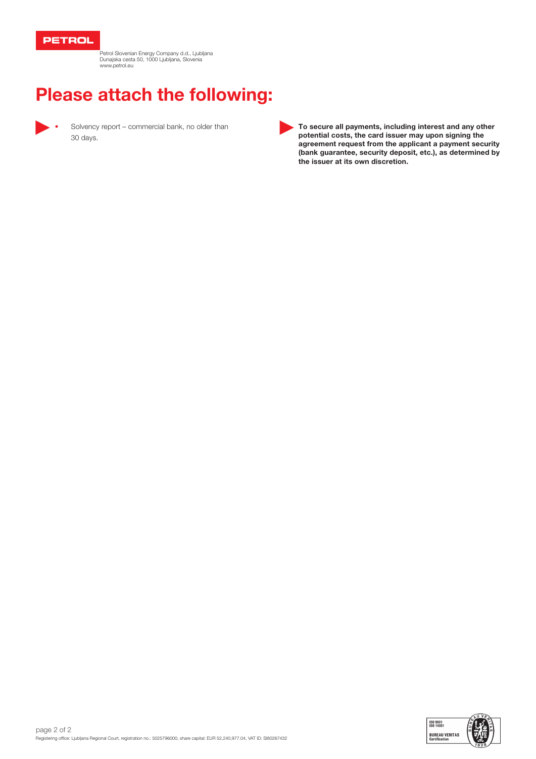Petrol Slovenian Energy Company d.d., Ljubljana
Dunajska cesta 50, 1000 Ljubljana, Slovenia
www.petrol.eu

# Please attach the following:

- Solvency report – commercial bank, no older than 30 days.

**To secure all payments, including interest and any other potential costs, the card issuer may upon signing the agreement request from the applicant a payment security (bank guarantee, security deposit, etc.), as determined by the issuer at its own discretion.**

Registering office: Ljubljana Regional Court, registration no.: 5025796000, share capital: EUR 52,240,977.04, VAT ID: SI80267432